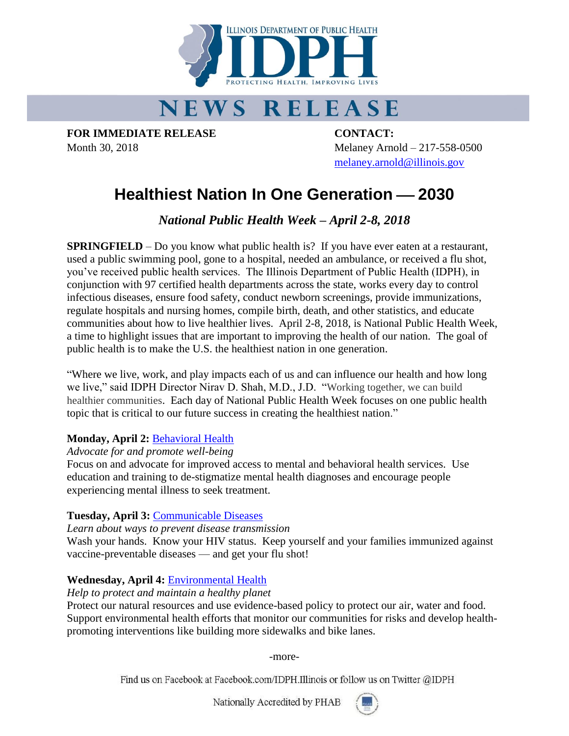ILLINOIS DEPARTMENT OF PUBLIC HEALTH

**IDPH**

PROTECTING HEALTH, IMPROVING LIVES

# NEWS RELEASE

**FOR IMMEDIATE RELEASE**
Month 30, 2018

**CONTACT:**
Melaney Arnold – 217-558-0500
melaney.arnold@illinois.gov

## Healthiest Nation In One Generation — 2030

### *National Public Health Week – April 2-8, 2018*

**SPRINGFIELD** – Do you know what public health is? If you have ever eaten at a restaurant, used a public swimming pool, gone to a hospital, needed an ambulance, or received a flu shot, you've received public health services. The Illinois Department of Public Health (IDPH), in conjunction with 97 certified health departments across the state, works every day to control infectious diseases, ensure food safety, conduct newborn screenings, provide immunizations, regulate hospitals and nursing homes, compile birth, death, and other statistics, and educate communities about how to live healthier lives. April 2-8, 2018, is National Public Health Week, a time to highlight issues that are important to improving the health of our nation. The goal of public health is to make the U.S. the healthiest nation in one generation.

"Where we live, work, and play impacts each of us and can influence our health and how long we live," said IDPH Director Nirav D. Shah, M.D., J.D. "Working together, we can build healthier communities. Each day of National Public Health Week focuses on one public health topic that is critical to our future success in creating the healthiest nation."

**Monday, April 2:** Behavioral Health
*Advocate for and promote well-being*
Focus on and advocate for improved access to mental and behavioral health services. Use education and training to de-stigmatize mental health diagnoses and encourage people experiencing mental illness to seek treatment.

**Tuesday, April 3:** Communicable Diseases
*Learn about ways to prevent disease transmission*
Wash your hands. Know your HIV status. Keep yourself and your families immunized against vaccine-preventable diseases — and get your flu shot!

**Wednesday, April 4:** Environmental Health
*Help to protect and maintain a healthy planet*
Protect our natural resources and use evidence-based policy to protect our air, water and food. Support environmental health efforts that monitor our communities for risks and develop health-promoting interventions like building more sidewalks and bike lanes.

-more-

Find us on Facebook at Facebook.com/IDPH.Illinois or follow us on Twitter @IDPH

Nationally Accredited by PHAB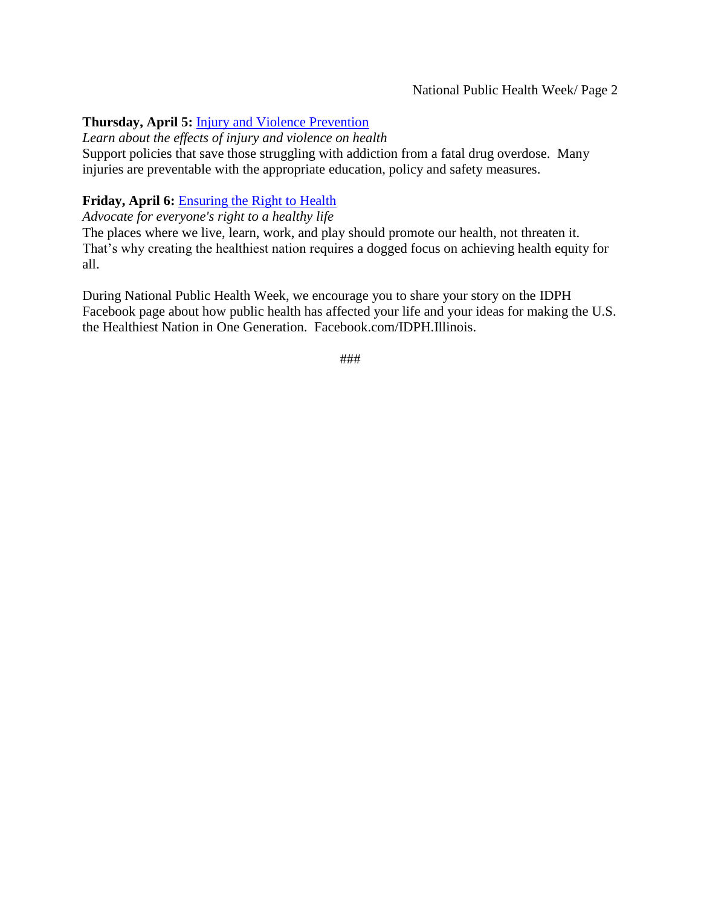**Thursday, April 5:** Injury and Violence Prevention

*Learn about the effects of injury and violence on health*

Support policies that save those struggling with addiction from a fatal drug overdose. Many injuries are preventable with the appropriate education, policy and safety measures.

**Friday, April 6:** Ensuring the Right to Health

*Advocate for everyone's right to a healthy life*

The places where we live, learn, work, and play should promote our health, not threaten it. That's why creating the healthiest nation requires a dogged focus on achieving health equity for all.

During National Public Health Week, we encourage you to share your story on the IDPH Facebook page about how public health has affected your life and your ideas for making the U.S. the Healthiest Nation in One Generation. Facebook.com/IDPH.Illinois.

###